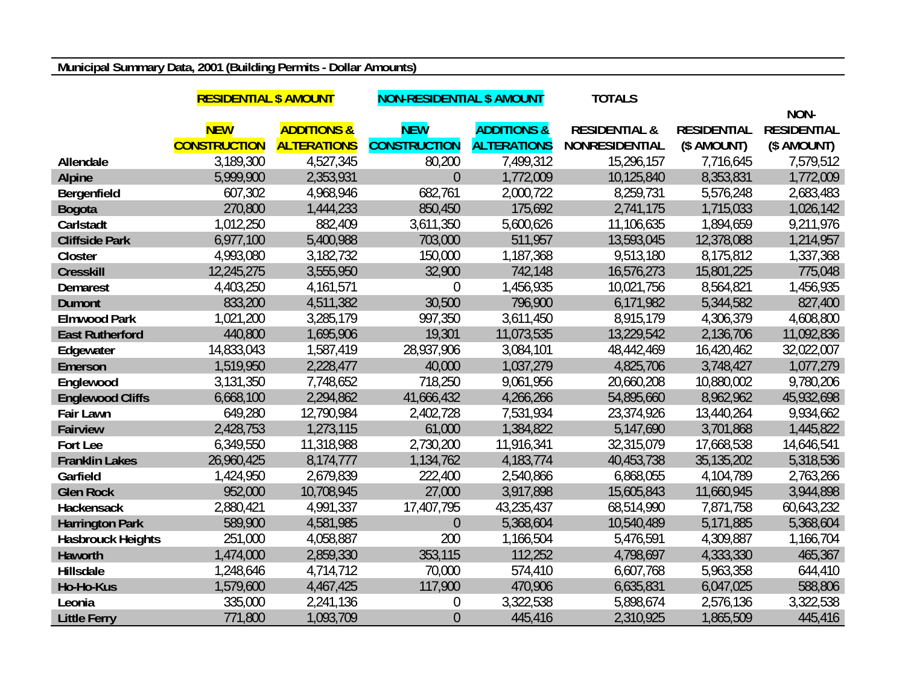**Municipal Summary Data, 2001 (Building Permits - Dollar Amounts)**

| | RESIDENTIAL $ AMOUNT | | NON-RESIDENTIAL $ AMOUNT | | TOTALS | | |
|---|---|---|---|---|---|---|---|
| | NEW CONSTRUCTION | ADDITIONS & ALTERATIONS | NEW CONSTRUCTION | ADDITIONS & ALTERATIONS | RESIDENTIAL & NONRESIDENTIAL | RESIDENTIAL ($ AMOUNT) | NON-RESIDENTIAL ($ AMOUNT) |
| Allendale | 3,189,300 | 4,527,345 | 80,200 | 7,499,312 | 15,296,157 | 7,716,645 | 7,579,512 |
| Alpine | 5,999,900 | 2,353,931 | 0 | 1,772,009 | 10,125,840 | 8,353,831 | 1,772,009 |
| Bergenfield | 607,302 | 4,968,946 | 682,761 | 2,000,722 | 8,259,731 | 5,576,248 | 2,683,483 |
| Bogota | 270,800 | 1,444,233 | 850,450 | 175,692 | 2,741,175 | 1,715,033 | 1,026,142 |
| Carlstadt | 1,012,250 | 882,409 | 3,611,350 | 5,600,626 | 11,106,635 | 1,894,659 | 9,211,976 |
| Cliffside Park | 6,977,100 | 5,400,988 | 703,000 | 511,957 | 13,593,045 | 12,378,088 | 1,214,957 |
| Closter | 4,993,080 | 3,182,732 | 150,000 | 1,187,368 | 9,513,180 | 8,175,812 | 1,337,368 |
| Cresskill | 12,245,275 | 3,555,950 | 32,900 | 742,148 | 16,576,273 | 15,801,225 | 775,048 |
| Demarest | 4,403,250 | 4,161,571 | 0 | 1,456,935 | 10,021,756 | 8,564,821 | 1,456,935 |
| Dumont | 833,200 | 4,511,382 | 30,500 | 796,900 | 6,171,982 | 5,344,582 | 827,400 |
| Elmwood Park | 1,021,200 | 3,285,179 | 997,350 | 3,611,450 | 8,915,179 | 4,306,379 | 4,608,800 |
| East Rutherford | 440,800 | 1,695,906 | 19,301 | 11,073,535 | 13,229,542 | 2,136,706 | 11,092,836 |
| Edgewater | 14,833,043 | 1,587,419 | 28,937,906 | 3,084,101 | 48,442,469 | 16,420,462 | 32,022,007 |
| Emerson | 1,519,950 | 2,228,477 | 40,000 | 1,037,279 | 4,825,706 | 3,748,427 | 1,077,279 |
| Englewood | 3,131,350 | 7,748,652 | 718,250 | 9,061,956 | 20,660,208 | 10,880,002 | 9,780,206 |
| Englewood Cliffs | 6,668,100 | 2,294,862 | 41,666,432 | 4,266,266 | 54,895,660 | 8,962,962 | 45,932,698 |
| Fair Lawn | 649,280 | 12,790,984 | 2,402,728 | 7,531,934 | 23,374,926 | 13,440,264 | 9,934,662 |
| Fairview | 2,428,753 | 1,273,115 | 61,000 | 1,384,822 | 5,147,690 | 3,701,868 | 1,445,822 |
| Fort Lee | 6,349,550 | 11,318,988 | 2,730,200 | 11,916,341 | 32,315,079 | 17,668,538 | 14,646,541 |
| Franklin Lakes | 26,960,425 | 8,174,777 | 1,134,762 | 4,183,774 | 40,453,738 | 35,135,202 | 5,318,536 |
| Garfield | 1,424,950 | 2,679,839 | 222,400 | 2,540,866 | 6,868,055 | 4,104,789 | 2,763,266 |
| Glen Rock | 952,000 | 10,708,945 | 27,000 | 3,917,898 | 15,605,843 | 11,660,945 | 3,944,898 |
| Hackensack | 2,880,421 | 4,991,337 | 17,407,795 | 43,235,437 | 68,514,990 | 7,871,758 | 60,643,232 |
| Harrington Park | 589,900 | 4,581,985 | 0 | 5,368,604 | 10,540,489 | 5,171,885 | 5,368,604 |
| Hasbrouck Heights | 251,000 | 4,058,887 | 200 | 1,166,504 | 5,476,591 | 4,309,887 | 1,166,704 |
| Haworth | 1,474,000 | 2,859,330 | 353,115 | 112,252 | 4,798,697 | 4,333,330 | 465,367 |
| Hillsdale | 1,248,646 | 4,714,712 | 70,000 | 574,410 | 6,607,768 | 5,963,358 | 644,410 |
| Ho-Ho-Kus | 1,579,600 | 4,467,425 | 117,900 | 470,906 | 6,635,831 | 6,047,025 | 588,806 |
| Leonia | 335,000 | 2,241,136 | 0 | 3,322,538 | 5,898,674 | 2,576,136 | 3,322,538 |
| Little Ferry | 771,800 | 1,093,709 | 0 | 445,416 | 2,310,925 | 1,865,509 | 445,416 |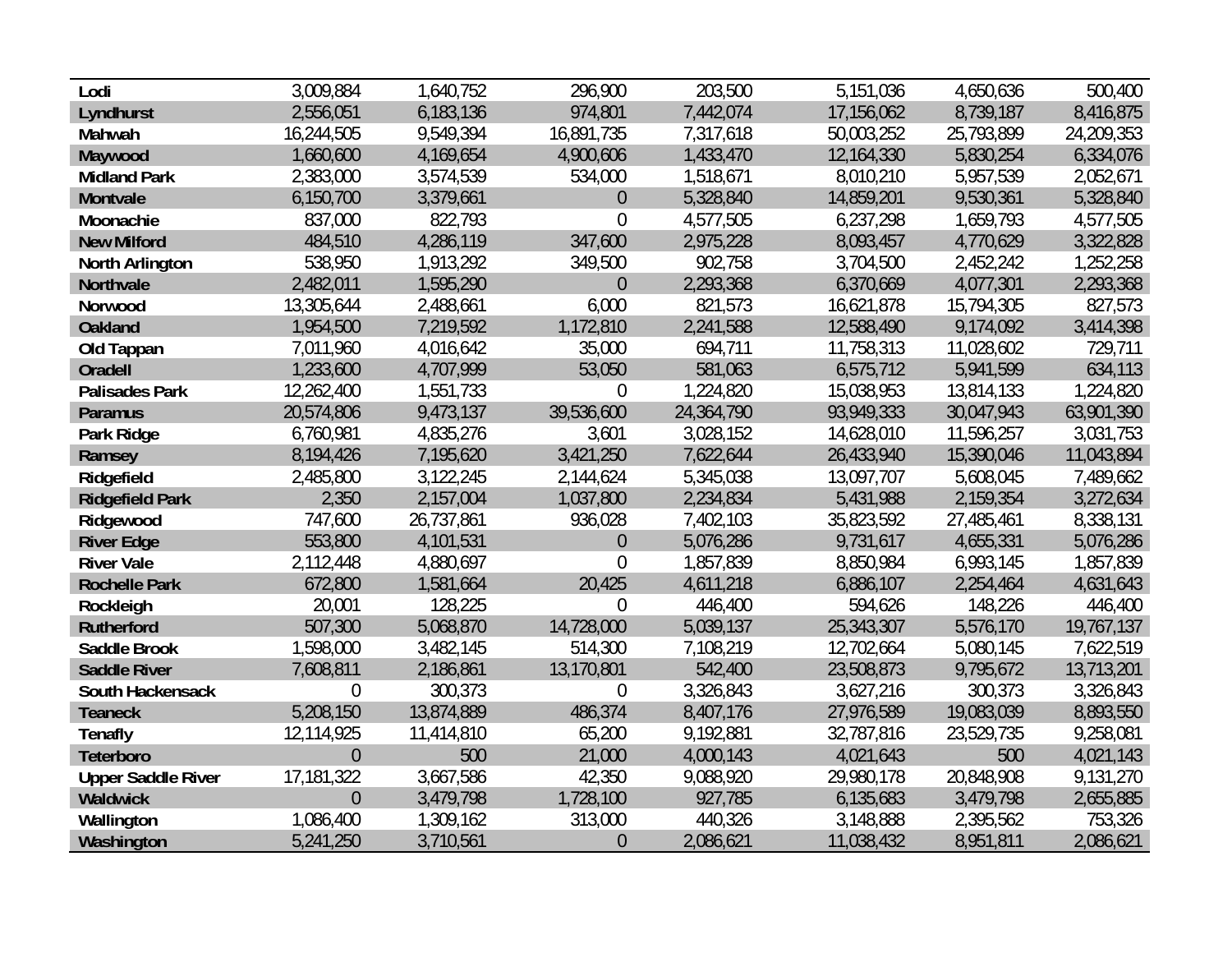| | | | | | | | |
|---|---|---|---|---|---|---|---|
| **Lodi** | 3,009,884 | 1,640,752 | 296,900 | 203,500 | 5,151,036 | 4,650,636 | 500,400 |
| **Lyndhurst** | 2,556,051 | 6,183,136 | 974,801 | 7,442,074 | 17,156,062 | 8,739,187 | 8,416,875 |
| **Mahwah** | 16,244,505 | 9,549,394 | 16,891,735 | 7,317,618 | 50,003,252 | 25,793,899 | 24,209,353 |
| **Maywood** | 1,660,600 | 4,169,654 | 4,900,606 | 1,433,470 | 12,164,330 | 5,830,254 | 6,334,076 |
| **Midland Park** | 2,383,000 | 3,574,539 | 534,000 | 1,518,671 | 8,010,210 | 5,957,539 | 2,052,671 |
| **Montvale** | 6,150,700 | 3,379,661 | 0 | 5,328,840 | 14,859,201 | 9,530,361 | 5,328,840 |
| **Moonachie** | 837,000 | 822,793 | 0 | 4,577,505 | 6,237,298 | 1,659,793 | 4,577,505 |
| **New Milford** | 484,510 | 4,286,119 | 347,600 | 2,975,228 | 8,093,457 | 4,770,629 | 3,322,828 |
| **North Arlington** | 538,950 | 1,913,292 | 349,500 | 902,758 | 3,704,500 | 2,452,242 | 1,252,258 |
| **Northvale** | 2,482,011 | 1,595,290 | 0 | 2,293,368 | 6,370,669 | 4,077,301 | 2,293,368 |
| **Norwood** | 13,305,644 | 2,488,661 | 6,000 | 821,573 | 16,621,878 | 15,794,305 | 827,573 |
| **Oakland** | 1,954,500 | 7,219,592 | 1,172,810 | 2,241,588 | 12,588,490 | 9,174,092 | 3,414,398 |
| **Old Tappan** | 7,011,960 | 4,016,642 | 35,000 | 694,711 | 11,758,313 | 11,028,602 | 729,711 |
| **Oradell** | 1,233,600 | 4,707,999 | 53,050 | 581,063 | 6,575,712 | 5,941,599 | 634,113 |
| **Palisades Park** | 12,262,400 | 1,551,733 | 0 | 1,224,820 | 15,038,953 | 13,814,133 | 1,224,820 |
| **Paramus** | 20,574,806 | 9,473,137 | 39,536,600 | 24,364,790 | 93,949,333 | 30,047,943 | 63,901,390 |
| **Park Ridge** | 6,760,981 | 4,835,276 | 3,601 | 3,028,152 | 14,628,010 | 11,596,257 | 3,031,753 |
| **Ramsey** | 8,194,426 | 7,195,620 | 3,421,250 | 7,622,644 | 26,433,940 | 15,390,046 | 11,043,894 |
| **Ridgefield** | 2,485,800 | 3,122,245 | 2,144,624 | 5,345,038 | 13,097,707 | 5,608,045 | 7,489,662 |
| **Ridgefield Park** | 2,350 | 2,157,004 | 1,037,800 | 2,234,834 | 5,431,988 | 2,159,354 | 3,272,634 |
| **Ridgewood** | 747,600 | 26,737,861 | 936,028 | 7,402,103 | 35,823,592 | 27,485,461 | 8,338,131 |
| **River Edge** | 553,800 | 4,101,531 | 0 | 5,076,286 | 9,731,617 | 4,655,331 | 5,076,286 |
| **River Vale** | 2,112,448 | 4,880,697 | 0 | 1,857,839 | 8,850,984 | 6,993,145 | 1,857,839 |
| **Rochelle Park** | 672,800 | 1,581,664 | 20,425 | 4,611,218 | 6,886,107 | 2,254,464 | 4,631,643 |
| **Rockleigh** | 20,001 | 128,225 | 0 | 446,400 | 594,626 | 148,226 | 446,400 |
| **Rutherford** | 507,300 | 5,068,870 | 14,728,000 | 5,039,137 | 25,343,307 | 5,576,170 | 19,767,137 |
| **Saddle Brook** | 1,598,000 | 3,482,145 | 514,300 | 7,108,219 | 12,702,664 | 5,080,145 | 7,622,519 |
| **Saddle River** | 7,608,811 | 2,186,861 | 13,170,801 | 542,400 | 23,508,873 | 9,795,672 | 13,713,201 |
| **South Hackensack** | 0 | 300,373 | 0 | 3,326,843 | 3,627,216 | 300,373 | 3,326,843 |
| **Teaneck** | 5,208,150 | 13,874,889 | 486,374 | 8,407,176 | 27,976,589 | 19,083,039 | 8,893,550 |
| **Tenafly** | 12,114,925 | 11,414,810 | 65,200 | 9,192,881 | 32,787,816 | 23,529,735 | 9,258,081 |
| **Teterboro** | 0 | 500 | 21,000 | 4,000,143 | 4,021,643 | 500 | 4,021,143 |
| **Upper Saddle River** | 17,181,322 | 3,667,586 | 42,350 | 9,088,920 | 29,980,178 | 20,848,908 | 9,131,270 |
| **Waldwick** | 0 | 3,479,798 | 1,728,100 | 927,785 | 6,135,683 | 3,479,798 | 2,655,885 |
| **Wallington** | 1,086,400 | 1,309,162 | 313,000 | 440,326 | 3,148,888 | 2,395,562 | 753,326 |
| **Washington** | 5,241,250 | 3,710,561 | 0 | 2,086,621 | 11,038,432 | 8,951,811 | 2,086,621 |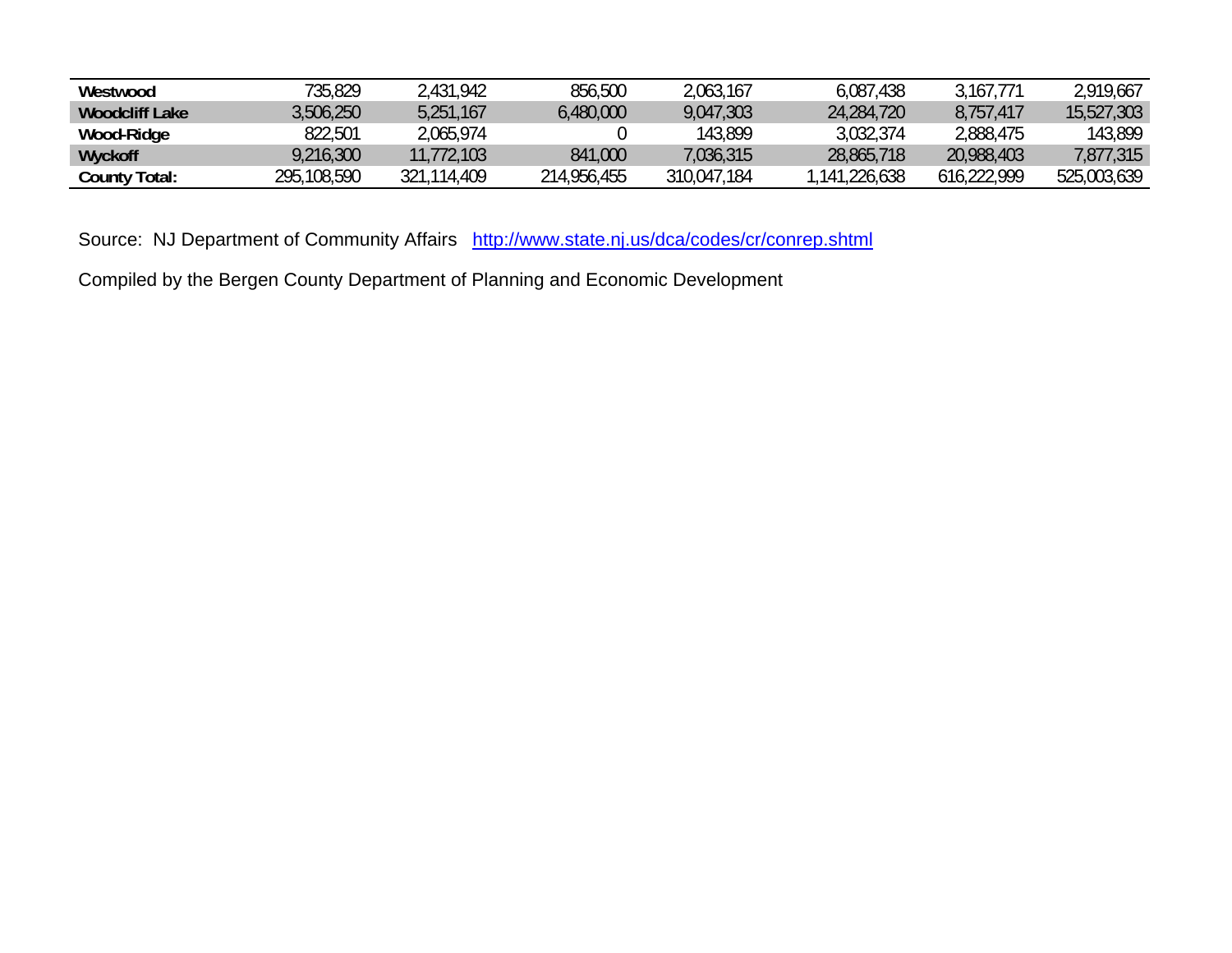| | | | | | | | |
|---|---|---|---|---|---|---|---|
| **Westwood** | 735,829 | 2,431,942 | 856,500 | 2,063,167 | 6,087,438 | 3,167,771 | 2,919,667 |
| **Woodcliff Lake** | 3,506,250 | 5,251,167 | 6,480,000 | 9,047,303 | 24,284,720 | 8,757,417 | 15,527,303 |
| **Wood-Ridge** | 822,501 | 2,065,974 | 0 | 143,899 | 3,032,374 | 2,888,475 | 143,899 |
| **Wyckoff** | 9,216,300 | 11,772,103 | 841,000 | 7,036,315 | 28,865,718 | 20,988,403 | 7,877,315 |
| **County Total:** | 295,108,590 | 321,114,409 | 214,956,455 | 310,047,184 | 1,141,226,638 | 616,222,999 | 525,003,639 |

Source: NJ Department of Community Affairs [http://www.state.nj.us/dca/codes/cr/conrep.shtml](http://www.state.nj.us/dca/codes/cr/conrep.shtml)

Compiled by the Bergen County Department of Planning and Economic Development